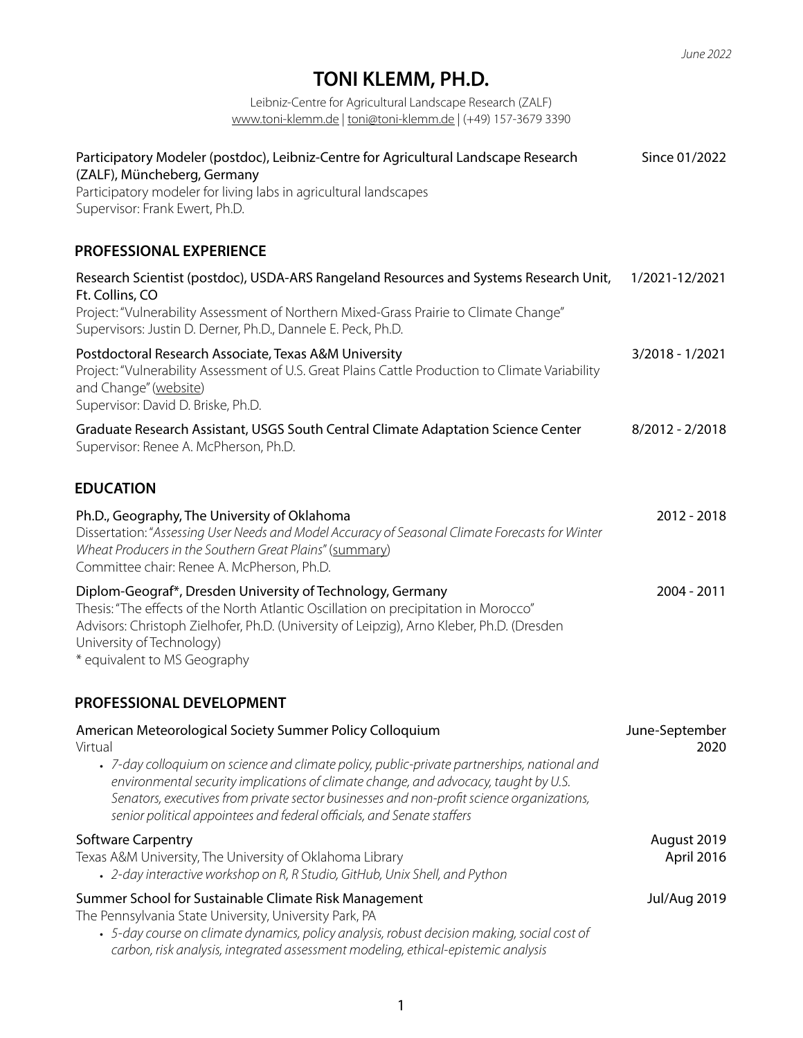*June 2022*

# TONI KLEMM, PH.D.

Leibniz-Centre for Agricultural Landscape Research (ZALF)
www.toni-klemm.de | toni@toni-klemm.de | (+49) 157-3679 3390

Participatory Modeler (postdoc), Leibniz-Centre for Agricultural Landscape Research (ZALF), Müncheberg, Germany — Since 01/2022
Participatory modeler for living labs in agricultural landscapes
Supervisor: Frank Ewert, Ph.D.

## PROFESSIONAL EXPERIENCE

Research Scientist (postdoc), USDA-ARS Rangeland Resources and Systems Research Unit, Ft. Collins, CO — 1/2021-12/2021
Project: "Vulnerability Assessment of Northern Mixed-Grass Prairie to Climate Change"
Supervisors: Justin D. Derner, Ph.D., Dannele E. Peck, Ph.D.

Postdoctoral Research Associate, Texas A&M University — 3/2018 - 1/2021
Project: "Vulnerability Assessment of U.S. Great Plains Cattle Production to Climate Variability and Change" (website)
Supervisor: David D. Briske, Ph.D.

Graduate Research Assistant, USGS South Central Climate Adaptation Science Center — 8/2012 - 2/2018
Supervisor: Renee A. McPherson, Ph.D.

## EDUCATION

Ph.D., Geography, The University of Oklahoma — 2012 - 2018
Dissertation: "*Assessing User Needs and Model Accuracy of Seasonal Climate Forecasts for Winter Wheat Producers in the Southern Great Plains*" (summary)
Committee chair: Renee A. McPherson, Ph.D.

Diplom-Geograf*, Dresden University of Technology, Germany — 2004 - 2011
Thesis: "The effects of the North Atlantic Oscillation on precipitation in Morocco"
Advisors: Christoph Zielhofer, Ph.D. (University of Leipzig), Arno Kleber, Ph.D. (Dresden University of Technology)
* equivalent to MS Geography

## PROFESSIONAL DEVELOPMENT

American Meteorological Society Summer Policy Colloquium — June-September 2020
Virtual
- *7-day colloquium on science and climate policy, public-private partnerships, national and environmental security implications of climate change, and advocacy, taught by U.S. Senators, executives from private sector businesses and non-profit science organizations, senior political appointees and federal officials, and Senate staffers*

Software Carpentry — August 2019, April 2016
Texas A&M University, The University of Oklahoma Library
- *2-day interactive workshop on R, R Studio, GitHub, Unix Shell, and Python*

Summer School for Sustainable Climate Risk Management — Jul/Aug 2019
The Pennsylvania State University, University Park, PA
- *5-day course on climate dynamics, policy analysis, robust decision making, social cost of carbon, risk analysis, integrated assessment modeling, ethical-epistemic analysis*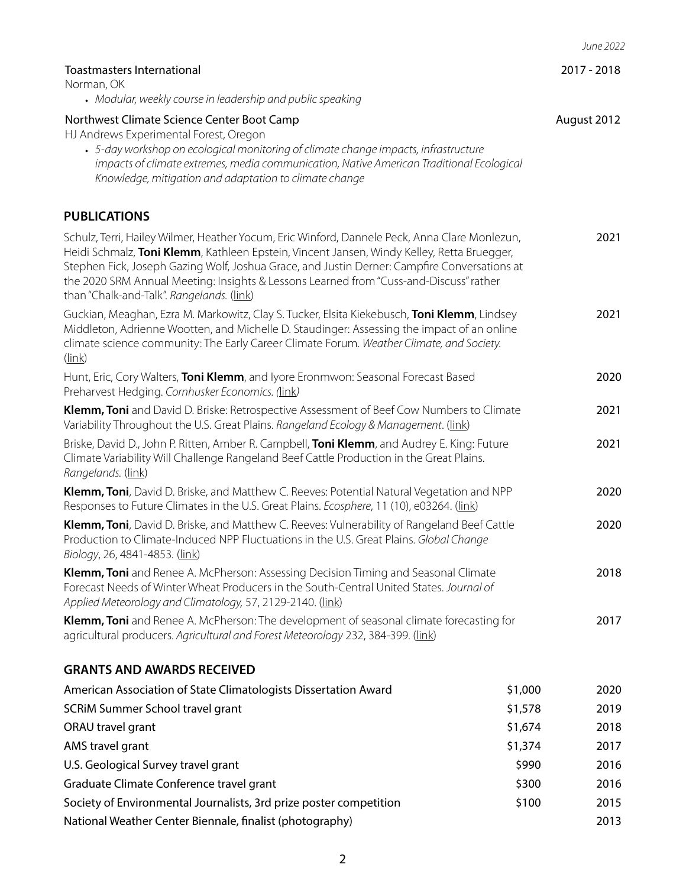Toastmasters International 2017 - 2018
Norman, OK

- *Modular, weekly course in leadership and public speaking*

Northwest Climate Science Center Boot Camp August 2012
HJ Andrews Experimental Forest, Oregon

- *5-day workshop on ecological monitoring of climate change impacts, infrastructure impacts of climate extremes, media communication, Native American Traditional Ecological Knowledge, mitigation and adaptation to climate change*

## PUBLICATIONS

Schulz, Terri, Hailey Wilmer, Heather Yocum, Eric Winford, Dannele Peck, Anna Clare Monlezun, Heidi Schmalz, **Toni Klemm**, Kathleen Epstein, Vincent Jansen, Windy Kelley, Retta Bruegger, Stephen Fick, Joseph Gazing Wolf, Joshua Grace, and Justin Derner: Campfire Conversations at the 2020 SRM Annual Meeting: Insights & Lessons Learned from "Cuss-and-Discuss" rather than "Chalk-and-Talk". *Rangelands.* (link) — 2021

Guckian, Meaghan, Ezra M. Markowitz, Clay S. Tucker, Elsita Kiekebusch, **Toni Klemm**, Lindsey Middleton, Adrienne Wootten, and Michelle D. Staudinger: Assessing the impact of an online climate science community: The Early Career Climate Forum. *Weather Climate, and Society.* (link) — 2021

Hunt, Eric, Cory Walters, **Toni Klemm**, and Iyore Eronmwon: Seasonal Forecast Based Preharvest Hedging. *Cornhusker Economics. (*link*)* — 2020

**Klemm, Toni** and David D. Briske: Retrospective Assessment of Beef Cow Numbers to Climate Variability Throughout the U.S. Great Plains. *Rangeland Ecology & Management*. (link) — 2021

Briske, David D., John P. Ritten, Amber R. Campbell, **Toni Klemm**, and Audrey E. King: Future Climate Variability Will Challenge Rangeland Beef Cattle Production in the Great Plains. *Rangelands.* (link) — 2021

**Klemm, Toni**, David D. Briske, and Matthew C. Reeves: Potential Natural Vegetation and NPP Responses to Future Climates in the U.S. Great Plains. *Ecosphere*, 11 (10), e03264. (link) — 2020

**Klemm, Toni**, David D. Briske, and Matthew C. Reeves: Vulnerability of Rangeland Beef Cattle Production to Climate-Induced NPP Fluctuations in the U.S. Great Plains. *Global Change Biology*, 26, 4841-4853. (link) — 2020

**Klemm, Toni** and Renee A. McPherson: Assessing Decision Timing and Seasonal Climate Forecast Needs of Winter Wheat Producers in the South-Central United States. *Journal of Applied Meteorology and Climatology,* 57, 2129-2140. (link) — 2018

**Klemm, Toni** and Renee A. McPherson: The development of seasonal climate forecasting for agricultural producers. *Agricultural and Forest Meteorology* 232, 384-399. (link) — 2017

## GRANTS AND AWARDS RECEIVED

| Grant / Award | Amount | Year |
|---|---|---|
| American Association of State Climatologists Dissertation Award | $1,000 | 2020 |
| SCRiM Summer School travel grant | $1,578 | 2019 |
| ORAU travel grant | $1,674 | 2018 |
| AMS travel grant | $1,374 | 2017 |
| U.S. Geological Survey travel grant | $990 | 2016 |
| Graduate Climate Conference travel grant | $300 | 2016 |
| Society of Environmental Journalists, 3rd prize poster competition | $100 | 2015 |
| National Weather Center Biennale, finalist (photography) | | 2013 |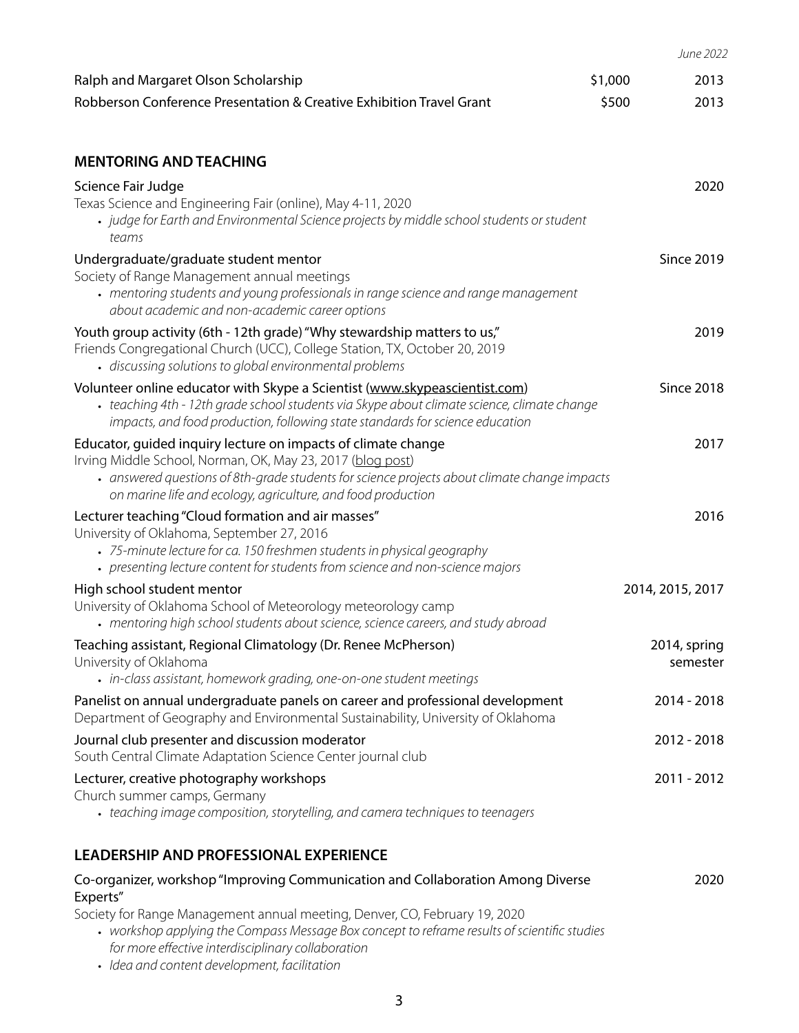| | | |
|---|---|---|
| Ralph and Margaret Olson Scholarship | $1,000 | 2013 |
| Robberson Conference Presentation & Creative Exhibition Travel Grant | $500 | 2013 |

## MENTORING AND TEACHING

**Science Fair Judge** — 2020
Texas Science and Engineering Fair (online), May 4-11, 2020
- *judge for Earth and Environmental Science projects by middle school students or student teams*

**Undergraduate/graduate student mentor** — Since 2019
Society of Range Management annual meetings
- *mentoring students and young professionals in range science and range management about academic and non-academic career options*

**Youth group activity (6th - 12th grade) "Why stewardship matters to us,"** — 2019
Friends Congregational Church (UCC), College Station, TX, October 20, 2019
- *discussing solutions to global environmental problems*

**Volunteer online educator with Skype a Scientist (www.skypeascientist.com)** — Since 2018
- *teaching 4th - 12th grade school students via Skype about climate science, climate change impacts, and food production, following state standards for science education*

**Educator, guided inquiry lecture on impacts of climate change** — 2017
Irving Middle School, Norman, OK, May 23, 2017 (blog post)
- *answered questions of 8th-grade students for science projects about climate change impacts on marine life and ecology, agriculture, and food production*

**Lecturer teaching "Cloud formation and air masses"** — 2016
University of Oklahoma, September 27, 2016
- *75-minute lecture for ca. 150 freshmen students in physical geography*
- *presenting lecture content for students from science and non-science majors*

**High school student mentor** — 2014, 2015, 2017
University of Oklahoma School of Meteorology meteorology camp
- *mentoring high school students about science, science careers, and study abroad*

**Teaching assistant, Regional Climatology (Dr. Renee McPherson)** — 2014, spring semester
University of Oklahoma
- *in-class assistant, homework grading, one-on-one student meetings*

**Panelist on annual undergraduate panels on career and professional development** — 2014 - 2018
Department of Geography and Environmental Sustainability, University of Oklahoma

**Journal club presenter and discussion moderator** — 2012 - 2018
South Central Climate Adaptation Science Center journal club

**Lecturer, creative photography workshops** — 2011 - 2012
Church summer camps, Germany
- *teaching image composition, storytelling, and camera techniques to teenagers*

## LEADERSHIP AND PROFESSIONAL EXPERIENCE

**Co-organizer, workshop "Improving Communication and Collaboration Among Diverse Experts"** — 2020
Society for Range Management annual meeting, Denver, CO, February 19, 2020
- *workshop applying the Compass Message Box concept to reframe results of scientific studies for more effective interdisciplinary collaboration*
- *Idea and content development, facilitation*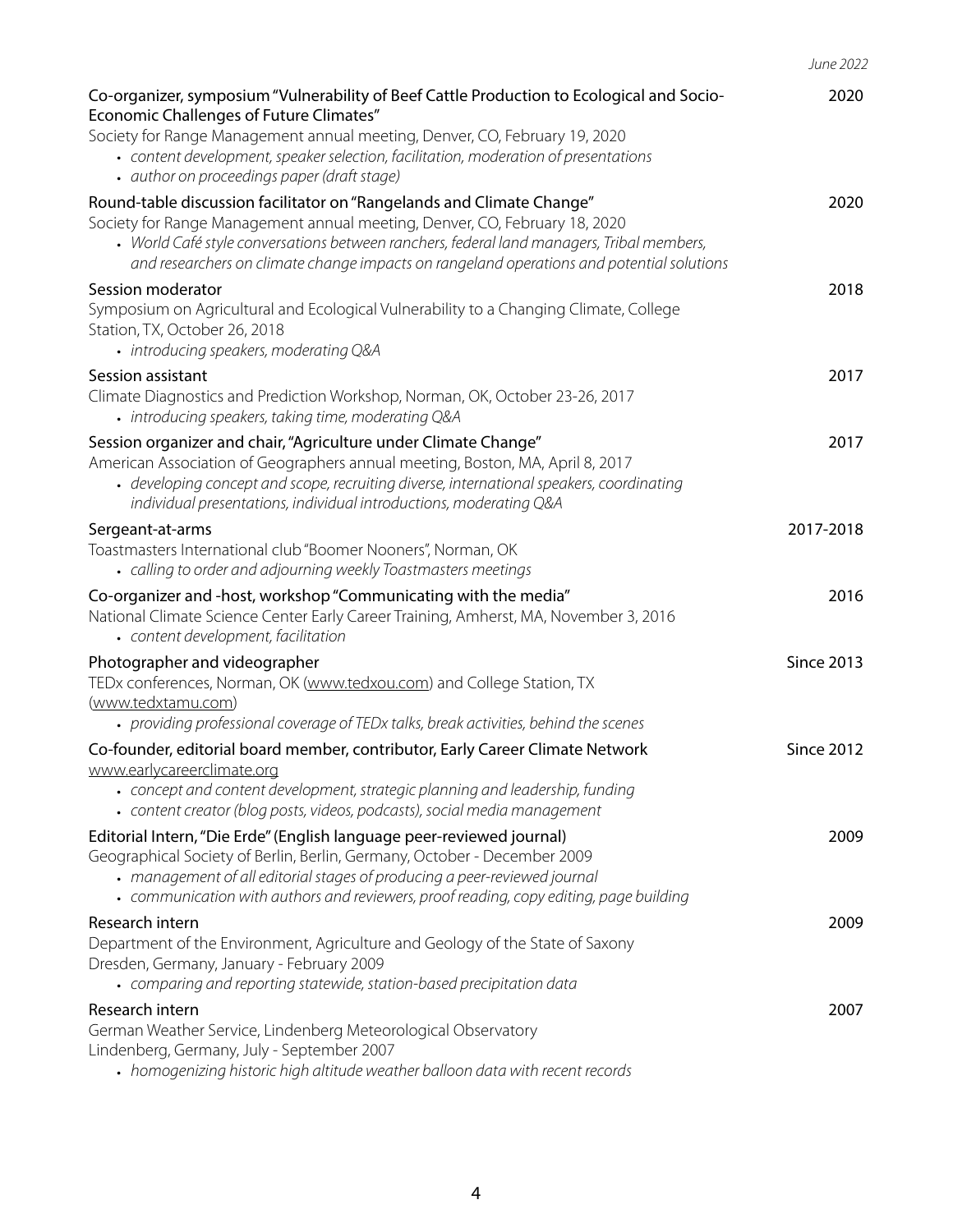Co-organizer, symposium "Vulnerability of Beef Cattle Production to Ecological and Socio-Economic Challenges of Future Climates" — 2020
Society for Range Management annual meeting, Denver, CO, February 19, 2020

- *content development, speaker selection, facilitation, moderation of presentations*
- *author on proceedings paper (draft stage)*

Round-table discussion facilitator on "Rangelands and Climate Change" — 2020
Society for Range Management annual meeting, Denver, CO, February 18, 2020

- *World Café style conversations between ranchers, federal land managers, Tribal members, and researchers on climate change impacts on rangeland operations and potential solutions*

Session moderator — 2018
Symposium on Agricultural and Ecological Vulnerability to a Changing Climate, College Station, TX, October 26, 2018

- *introducing speakers, moderating Q&A*

Session assistant — 2017
Climate Diagnostics and Prediction Workshop, Norman, OK, October 23-26, 2017

- *introducing speakers, taking time, moderating Q&A*

Session organizer and chair, "Agriculture under Climate Change" — 2017
American Association of Geographers annual meeting, Boston, MA, April 8, 2017

- *developing concept and scope, recruiting diverse, international speakers, coordinating individual presentations, individual introductions, moderating Q&A*

Sergeant-at-arms — 2017-2018
Toastmasters International club "Boomer Nooners", Norman, OK

- *calling to order and adjourning weekly Toastmasters meetings*

Co-organizer and -host, workshop "Communicating with the media" — 2016
National Climate Science Center Early Career Training, Amherst, MA, November 3, 2016

- *content development, facilitation*

Photographer and videographer — Since 2013
TEDx conferences, Norman, OK (www.tedxou.com) and College Station, TX (www.tedxtamu.com)

- *providing professional coverage of TEDx talks, break activities, behind the scenes*

Co-founder, editorial board member, contributor, Early Career Climate Network — Since 2012
www.earlycareerclimate.org

- *concept and content development, strategic planning and leadership, funding*
- *content creator (blog posts, videos, podcasts), social media management*

Editorial Intern, "Die Erde" (English language peer-reviewed journal) — 2009
Geographical Society of Berlin, Berlin, Germany, October - December 2009

- *management of all editorial stages of producing a peer-reviewed journal*
- *communication with authors and reviewers, proof reading, copy editing, page building*

Research intern — 2009
Department of the Environment, Agriculture and Geology of the State of Saxony
Dresden, Germany, January - February 2009

- *comparing and reporting statewide, station-based precipitation data*

Research intern — 2007
German Weather Service, Lindenberg Meteorological Observatory
Lindenberg, Germany, July - September 2007

- *homogenizing historic high altitude weather balloon data with recent records*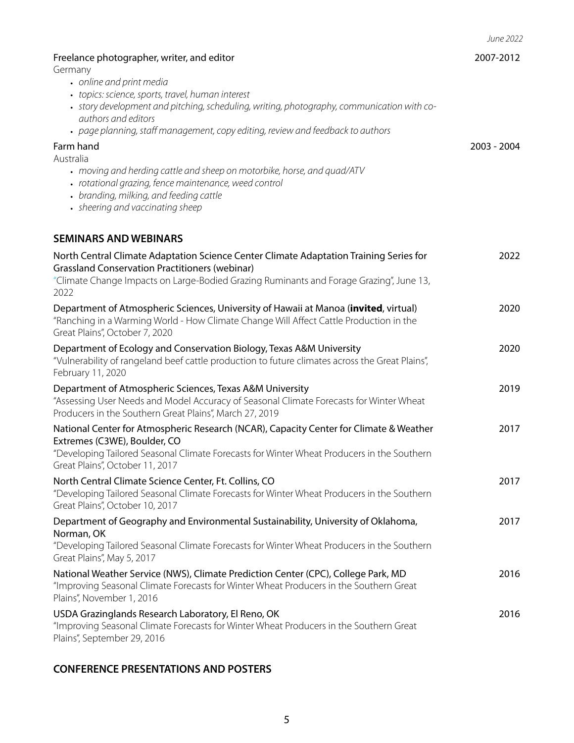June 2022

Freelance photographer, writer, and editor — 2007-2012
Germany

- *online and print media*
- *topics: science, sports, travel, human interest*
- *story development and pitching, scheduling, writing, photography, communication with co-authors and editors*
- *page planning, staff management, copy editing, review and feedback to authors*

Farm hand — 2003 - 2004
Australia

- *moving and herding cattle and sheep on motorbike, horse, and quad/ATV*
- *rotational grazing, fence maintenance, weed control*
- *branding, milking, and feeding cattle*
- *sheering and vaccinating sheep*

## SEMINARS AND WEBINARS

North Central Climate Adaptation Science Center Climate Adaptation Training Series for Grassland Conservation Practitioners (webinar) — 2022
"Climate Change Impacts on Large-Bodied Grazing Ruminants and Forage Grazing", June 13, 2022

Department of Atmospheric Sciences, University of Hawaii at Manoa (**invited**, virtual) — 2020
"Ranching in a Warming World - How Climate Change Will Affect Cattle Production in the Great Plains", October 7, 2020

Department of Ecology and Conservation Biology, Texas A&M University — 2020
"Vulnerability of rangeland beef cattle production to future climates across the Great Plains", February 11, 2020

Department of Atmospheric Sciences, Texas A&M University — 2019
"Assessing User Needs and Model Accuracy of Seasonal Climate Forecasts for Winter Wheat Producers in the Southern Great Plains", March 27, 2019

National Center for Atmospheric Research (NCAR), Capacity Center for Climate & Weather Extremes (C3WE), Boulder, CO — 2017
"Developing Tailored Seasonal Climate Forecasts for Winter Wheat Producers in the Southern Great Plains", October 11, 2017

North Central Climate Science Center, Ft. Collins, CO — 2017
"Developing Tailored Seasonal Climate Forecasts for Winter Wheat Producers in the Southern Great Plains", October 10, 2017

Department of Geography and Environmental Sustainability, University of Oklahoma, Norman, OK — 2017
"Developing Tailored Seasonal Climate Forecasts for Winter Wheat Producers in the Southern Great Plains", May 5, 2017

National Weather Service (NWS), Climate Prediction Center (CPC), College Park, MD — 2016
"Improving Seasonal Climate Forecasts for Winter Wheat Producers in the Southern Great Plains", November 1, 2016

USDA Grazinglands Research Laboratory, El Reno, OK — 2016
"Improving Seasonal Climate Forecasts for Winter Wheat Producers in the Southern Great Plains", September 29, 2016

## CONFERENCE PRESENTATIONS AND POSTERS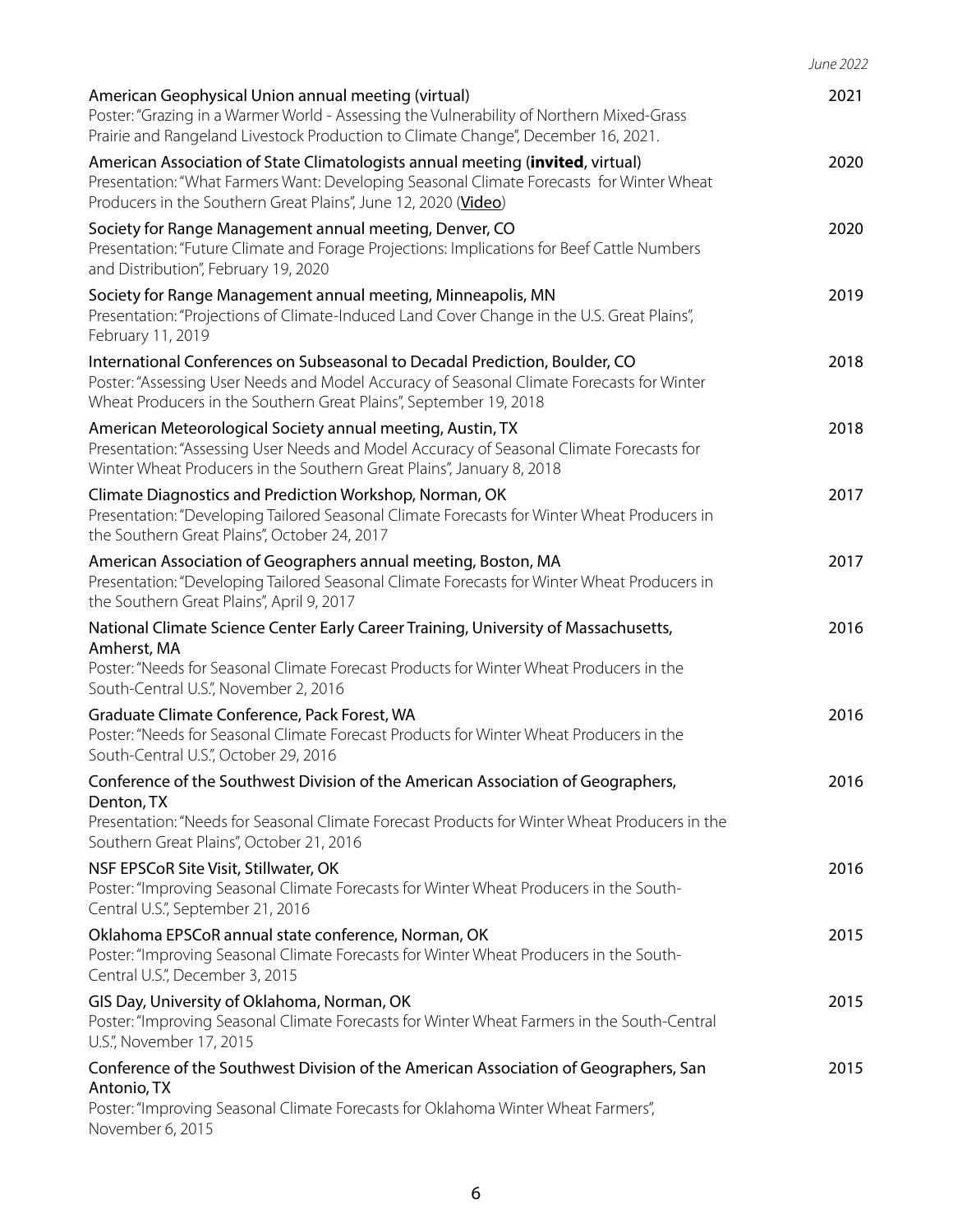American Geophysical Union annual meeting (virtual) — 2021
Poster: "Grazing in a Warmer World - Assessing the Vulnerability of Northern Mixed-Grass Prairie and Rangeland Livestock Production to Climate Change", December 16, 2021.

American Association of State Climatologists annual meeting (**invited**, virtual) — 2020
Presentation: "What Farmers Want: Developing Seasonal Climate Forecasts for Winter Wheat Producers in the Southern Great Plains", June 12, 2020 (**Video**)

Society for Range Management annual meeting, Denver, CO — 2020
Presentation: "Future Climate and Forage Projections: Implications for Beef Cattle Numbers and Distribution", February 19, 2020

Society for Range Management annual meeting, Minneapolis, MN — 2019
Presentation: "Projections of Climate-Induced Land Cover Change in the U.S. Great Plains", February 11, 2019

International Conferences on Subseasonal to Decadal Prediction, Boulder, CO — 2018
Poster: "Assessing User Needs and Model Accuracy of Seasonal Climate Forecasts for Winter Wheat Producers in the Southern Great Plains", September 19, 2018

American Meteorological Society annual meeting, Austin, TX — 2018
Presentation: "Assessing User Needs and Model Accuracy of Seasonal Climate Forecasts for Winter Wheat Producers in the Southern Great Plains", January 8, 2018

Climate Diagnostics and Prediction Workshop, Norman, OK — 2017
Presentation: "Developing Tailored Seasonal Climate Forecasts for Winter Wheat Producers in the Southern Great Plains", October 24, 2017

American Association of Geographers annual meeting, Boston, MA — 2017
Presentation: "Developing Tailored Seasonal Climate Forecasts for Winter Wheat Producers in the Southern Great Plains", April 9, 2017

National Climate Science Center Early Career Training, University of Massachusetts, Amherst, MA — 2016
Poster: "Needs for Seasonal Climate Forecast Products for Winter Wheat Producers in the South-Central U.S.", November 2, 2016

Graduate Climate Conference, Pack Forest, WA — 2016
Poster: "Needs for Seasonal Climate Forecast Products for Winter Wheat Producers in the South-Central U.S.", October 29, 2016

Conference of the Southwest Division of the American Association of Geographers, Denton, TX — 2016
Presentation: "Needs for Seasonal Climate Forecast Products for Winter Wheat Producers in the Southern Great Plains", October 21, 2016

NSF EPSCoR Site Visit, Stillwater, OK — 2016
Poster: "Improving Seasonal Climate Forecasts for Winter Wheat Producers in the South-Central U.S.", September 21, 2016

Oklahoma EPSCoR annual state conference, Norman, OK — 2015
Poster: "Improving Seasonal Climate Forecasts for Winter Wheat Producers in the South-Central U.S.", December 3, 2015

GIS Day, University of Oklahoma, Norman, OK — 2015
Poster: "Improving Seasonal Climate Forecasts for Winter Wheat Farmers in the South-Central U.S.", November 17, 2015

Conference of the Southwest Division of the American Association of Geographers, San Antonio, TX — 2015
Poster: "Improving Seasonal Climate Forecasts for Oklahoma Winter Wheat Farmers", November 6, 2015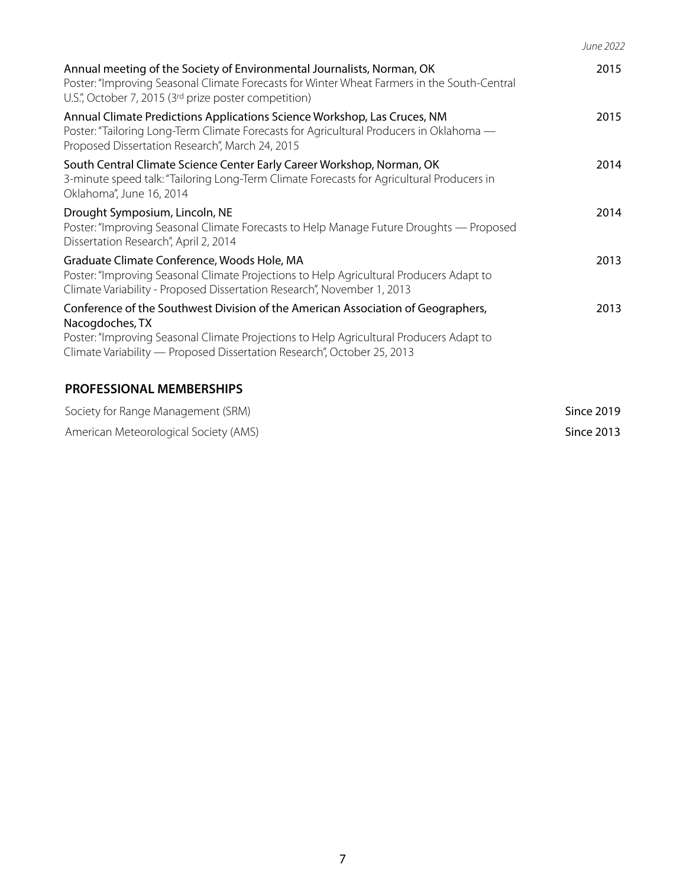Annual meeting of the Society of Environmental Journalists, Norman, OK — 2015
Poster: "Improving Seasonal Climate Forecasts for Winter Wheat Farmers in the South-Central U.S.", October 7, 2015 (3rd prize poster competition)

Annual Climate Predictions Applications Science Workshop, Las Cruces, NM — 2015
Poster: "Tailoring Long-Term Climate Forecasts for Agricultural Producers in Oklahoma — Proposed Dissertation Research", March 24, 2015

South Central Climate Science Center Early Career Workshop, Norman, OK — 2014
3-minute speed talk: "Tailoring Long-Term Climate Forecasts for Agricultural Producers in Oklahoma", June 16, 2014

Drought Symposium, Lincoln, NE — 2014
Poster: "Improving Seasonal Climate Forecasts to Help Manage Future Droughts — Proposed Dissertation Research", April 2, 2014

Graduate Climate Conference, Woods Hole, MA — 2013
Poster: "Improving Seasonal Climate Projections to Help Agricultural Producers Adapt to Climate Variability - Proposed Dissertation Research", November 1, 2013

Conference of the Southwest Division of the American Association of Geographers, Nacogdoches, TX — 2013
Poster: "Improving Seasonal Climate Projections to Help Agricultural Producers Adapt to Climate Variability — Proposed Dissertation Research", October 25, 2013

## PROFESSIONAL MEMBERSHIPS

Society for Range Management (SRM) — Since 2019

American Meteorological Society (AMS) — Since 2013